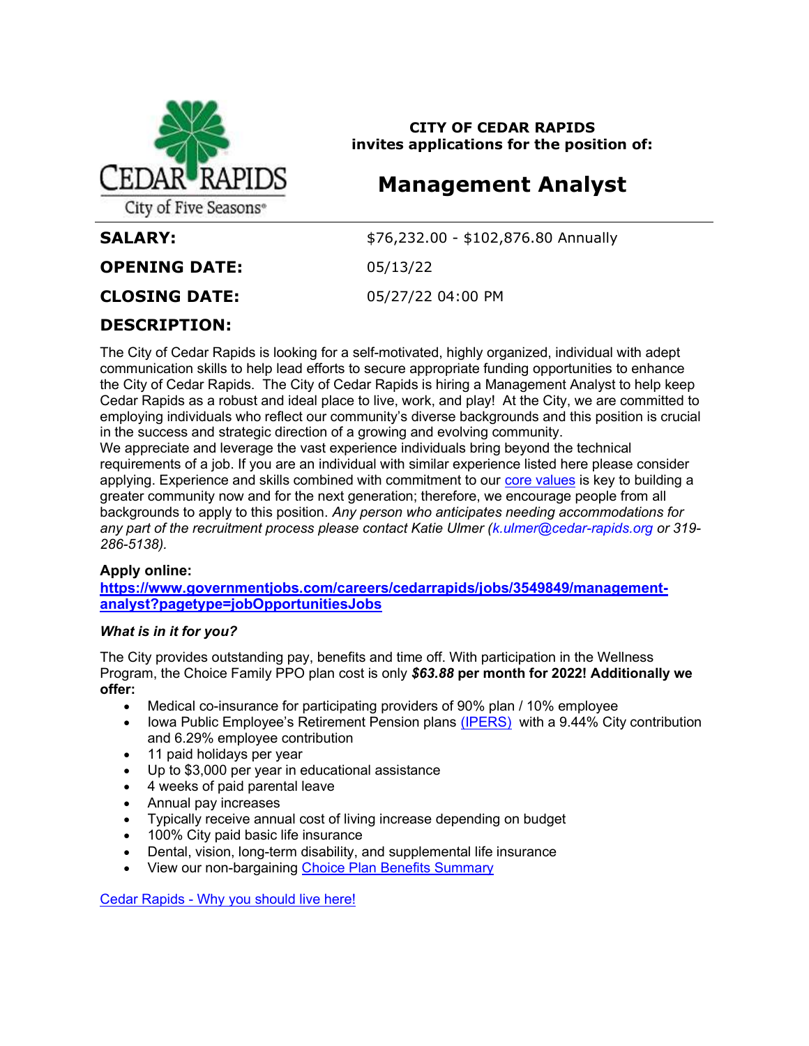**CITY OF CEDAR RAPIDS**
**invites applications for the position of:**

# Management Analyst

| | |
|---|---|
| **SALARY:** | $76,232.00 - $102,876.80 Annually |
| **OPENING DATE:** | 05/13/22 |
| **CLOSING DATE:** | 05/27/22 04:00 PM |

## DESCRIPTION:

The City of Cedar Rapids is looking for a self-motivated, highly organized, individual with adept communication skills to help lead efforts to secure appropriate funding opportunities to enhance the City of Cedar Rapids. The City of Cedar Rapids is hiring a Management Analyst to help keep Cedar Rapids as a robust and ideal place to live, work, and play! At the City, we are committed to employing individuals who reflect our community's diverse backgrounds and this position is crucial in the success and strategic direction of a growing and evolving community.
We appreciate and leverage the vast experience individuals bring beyond the technical requirements of a job. If you are an individual with similar experience listed here please consider applying. Experience and skills combined with commitment to our core values is key to building a greater community now and for the next generation; therefore, we encourage people from all backgrounds to apply to this position. *Any person who anticipates needing accommodations for any part of the recruitment process please contact Katie Ulmer (k.ulmer@cedar-rapids.org or 319-286-5138).*

**Apply online:**
**https://www.governmentjobs.com/careers/cedarrapids/jobs/3549849/management-analyst?pagetype=jobOpportunitiesJobs**

***What is in it for you?***

The City provides outstanding pay, benefits and time off. With participation in the Wellness Program, the Choice Family PPO plan cost is only ***$63.88*** **per month for 2022! Additionally we offer:**

- Medical co-insurance for participating providers of 90% plan / 10% employee
- Iowa Public Employee's Retirement Pension plans (IPERS) with a 9.44% City contribution and 6.29% employee contribution
- 11 paid holidays per year
- Up to $3,000 per year in educational assistance
- 4 weeks of paid parental leave
- Annual pay increases
- Typically receive annual cost of living increase depending on budget
- 100% City paid basic life insurance
- Dental, vision, long-term disability, and supplemental life insurance
- View our non-bargaining Choice Plan Benefits Summary

Cedar Rapids - Why you should live here!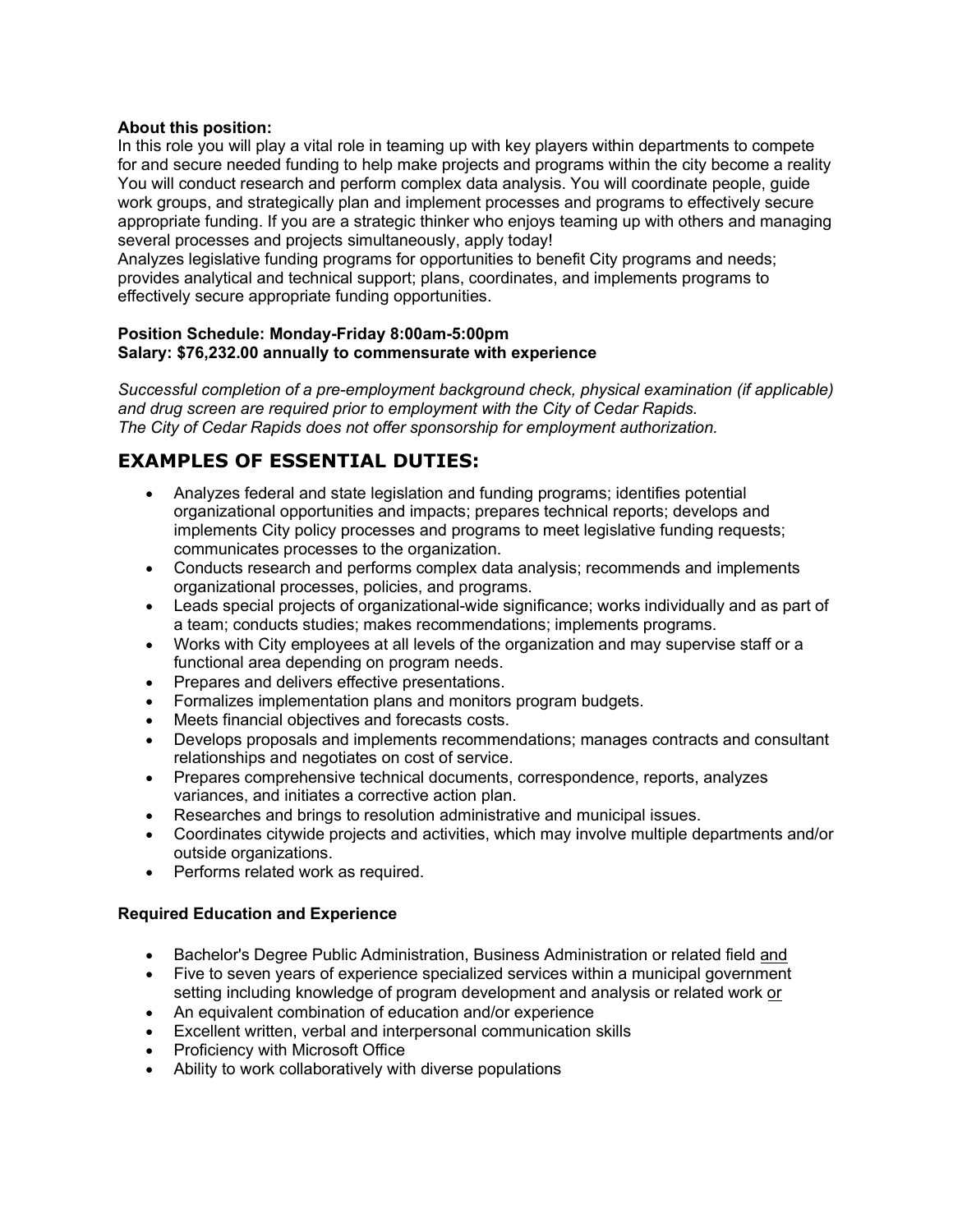**About this position:**
In this role you will play a vital role in teaming up with key players within departments to compete for and secure needed funding to help make projects and programs within the city become a reality You will conduct research and perform complex data analysis. You will coordinate people, guide work groups, and strategically plan and implement processes and programs to effectively secure appropriate funding. If you are a strategic thinker who enjoys teaming up with others and managing several processes and projects simultaneously, apply today!
Analyzes legislative funding programs for opportunities to benefit City programs and needs; provides analytical and technical support; plans, coordinates, and implements programs to effectively secure appropriate funding opportunities.

**Position Schedule: Monday-Friday 8:00am-5:00pm**
**Salary: $76,232.00 annually to commensurate with experience**

*Successful completion of a pre-employment background check, physical examination (if applicable) and drug screen are required prior to employment with the City of Cedar Rapids.*
*The City of Cedar Rapids does not offer sponsorship for employment authorization.*

## EXAMPLES OF ESSENTIAL DUTIES:

- Analyzes federal and state legislation and funding programs; identifies potential organizational opportunities and impacts; prepares technical reports; develops and implements City policy processes and programs to meet legislative funding requests; communicates processes to the organization.
- Conducts research and performs complex data analysis; recommends and implements organizational processes, policies, and programs.
- Leads special projects of organizational-wide significance; works individually and as part of a team; conducts studies; makes recommendations; implements programs.
- Works with City employees at all levels of the organization and may supervise staff or a functional area depending on program needs.
- Prepares and delivers effective presentations.
- Formalizes implementation plans and monitors program budgets.
- Meets financial objectives and forecasts costs.
- Develops proposals and implements recommendations; manages contracts and consultant relationships and negotiates on cost of service.
- Prepares comprehensive technical documents, correspondence, reports, analyzes variances, and initiates a corrective action plan.
- Researches and brings to resolution administrative and municipal issues.
- Coordinates citywide projects and activities, which may involve multiple departments and/or outside organizations.
- Performs related work as required.

**Required Education and Experience**

- Bachelor's Degree Public Administration, Business Administration or related field <u>and</u>
- Five to seven years of experience specialized services within a municipal government setting including knowledge of program development and analysis or related work <u>or</u>
- An equivalent combination of education and/or experience
- Excellent written, verbal and interpersonal communication skills
- Proficiency with Microsoft Office
- Ability to work collaboratively with diverse populations